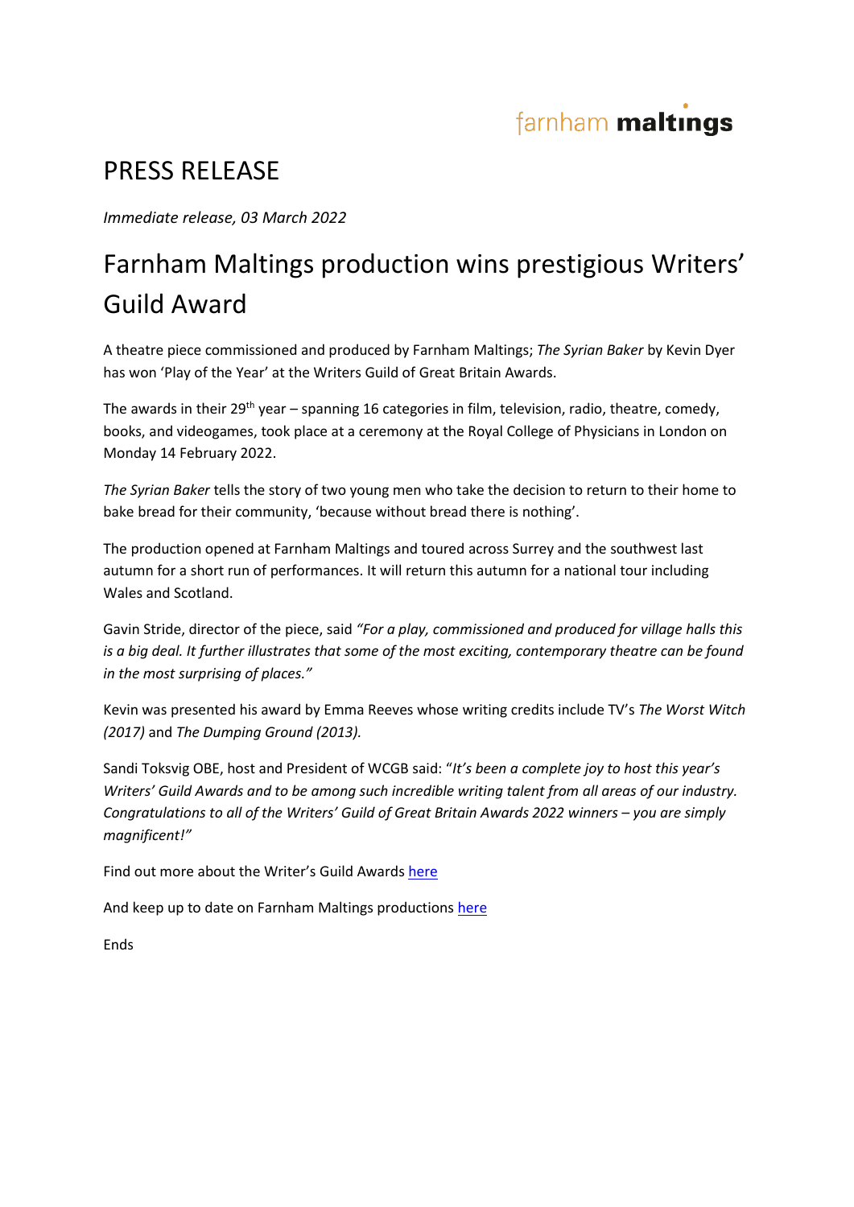farnham maltings

# PRESS RELEASE

*Immediate release, 03 March 2022*

## Farnham Maltings production wins prestigious Writers' Guild Award

A theatre piece commissioned and produced by Farnham Maltings; *The Syrian Baker* by Kevin Dyer has won 'Play of the Year' at the Writers Guild of Great Britain Awards.

The awards in their 29th year – spanning 16 categories in film, television, radio, theatre, comedy, books, and videogames, took place at a ceremony at the Royal College of Physicians in London on Monday 14 February 2022.

*The Syrian Baker* tells the story of two young men who take the decision to return to their home to bake bread for their community, 'because without bread there is nothing'.

The production opened at Farnham Maltings and toured across Surrey and the southwest last autumn for a short run of performances. It will return this autumn for a national tour including Wales and Scotland.

Gavin Stride, director of the piece, said *"For a play, commissioned and produced for village halls this is a big deal. It further illustrates that some of the most exciting, contemporary theatre can be found in the most surprising of places."*

Kevin was presented his award by Emma Reeves whose writing credits include TV's *The Worst Witch (2017)* and *The Dumping Ground (2013).*

Sandi Toksvig OBE, host and President of WCGB said: "*It's been a complete joy to host this year's Writers' Guild Awards and to be among such incredible writing talent from all areas of our industry. Congratulations to all of the Writers' Guild of Great Britain Awards 2022 winners – you are simply magnificent!"*

Find out more about the Writer's Guild Awards here

And keep up to date on Farnham Maltings productions here

Ends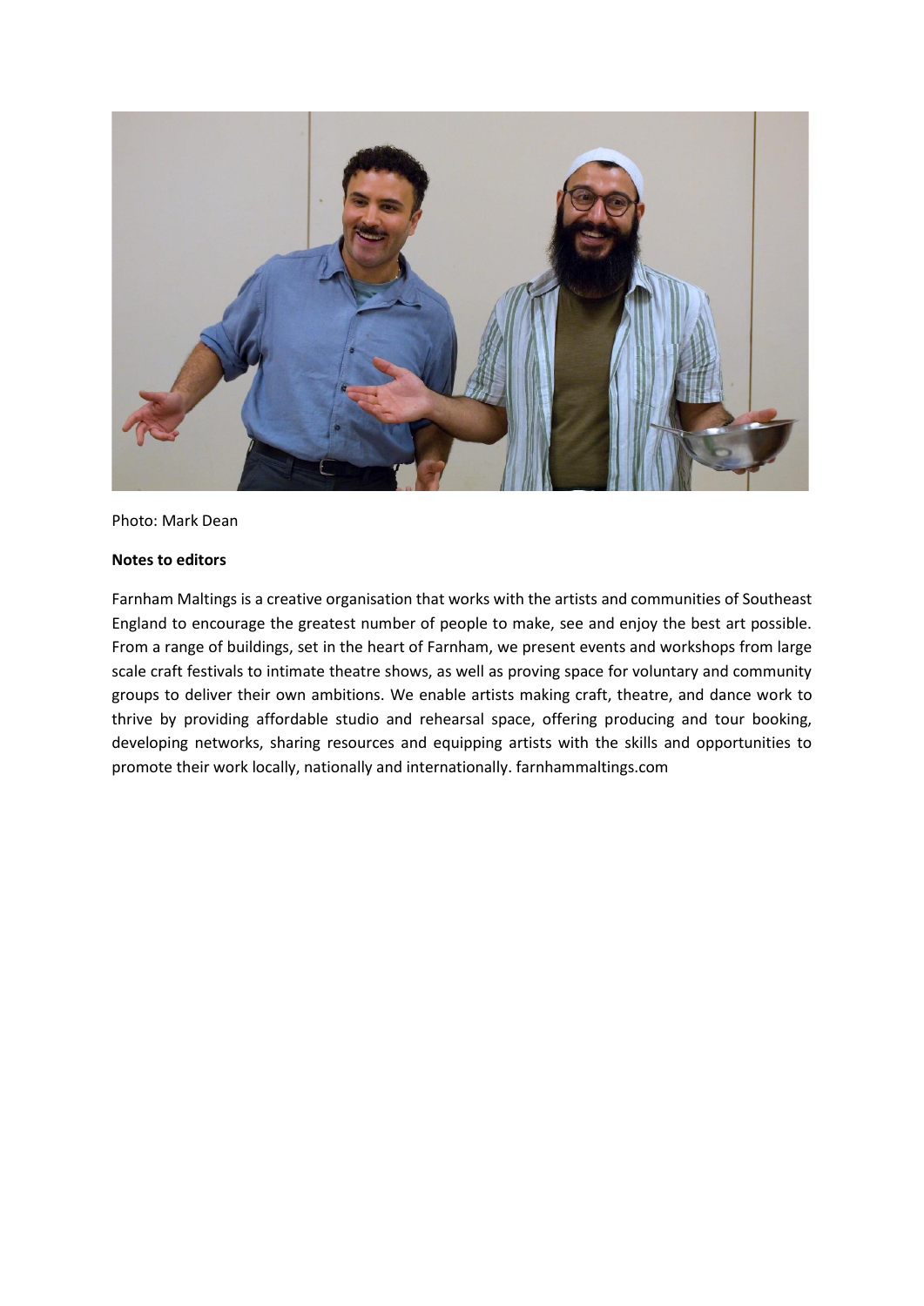Photo: Mark Dean

**Notes to editors**

Farnham Maltings is a creative organisation that works with the artists and communities of Southeast England to encourage the greatest number of people to make, see and enjoy the best art possible. From a range of buildings, set in the heart of Farnham, we present events and workshops from large scale craft festivals to intimate theatre shows, as well as proving space for voluntary and community groups to deliver their own ambitions. We enable artists making craft, theatre, and dance work to thrive by providing affordable studio and rehearsal space, offering producing and tour booking, developing networks, sharing resources and equipping artists with the skills and opportunities to promote their work locally, nationally and internationally. farnhammaltings.com